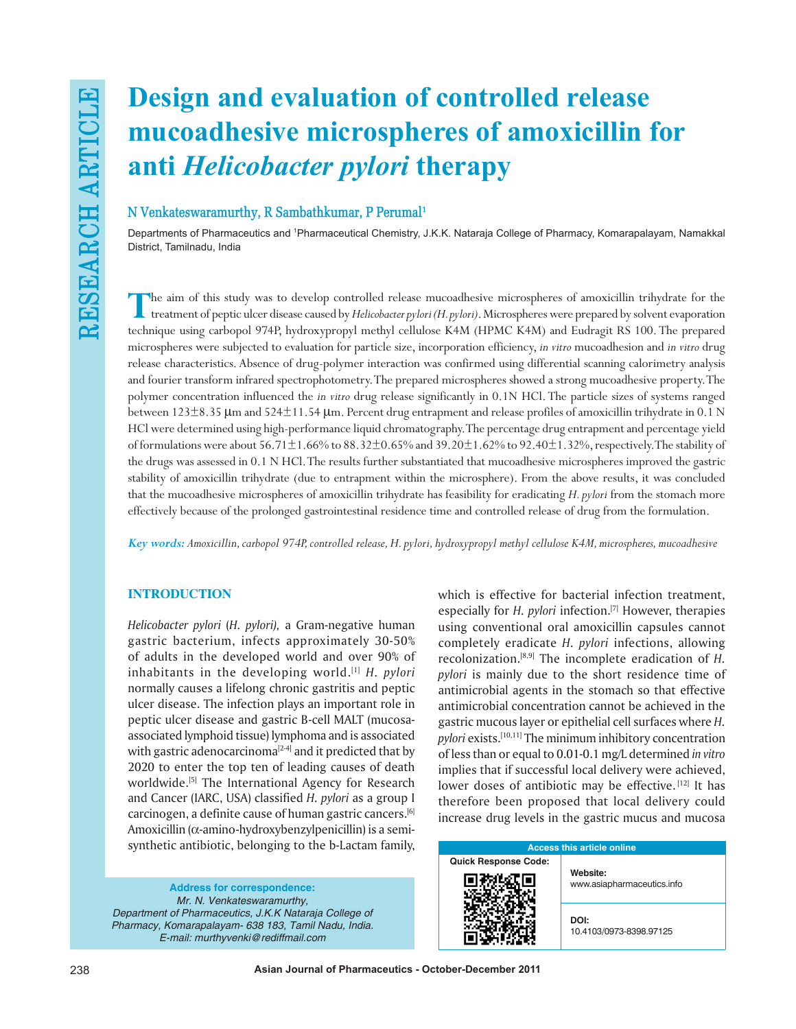RESEARCH ARTICLE

# Design and evaluation of controlled release mucoadhesive microspheres of amoxicillin for anti *Helicobacter pylori* therapy

**N Venkateswaramurthy, R Sambathkumar, P Perumal[1]**

Departments of Pharmaceutics and [1]Pharmaceutical Chemistry, J.K.K. Nataraja College of Pharmacy, Komarapalayam, Namakkal District, Tamilnadu, India

The aim of this study was to develop controlled release mucoadhesive microspheres of amoxicillin trihydrate for the treatment of peptic ulcer disease caused by *Helicobacter pylori (H. pylori)*. Microspheres were prepared by solvent evaporation technique using carbopol 974P, hydroxypropyl methyl cellulose K4M (HPMC K4M) and Eudragit RS 100. The prepared microspheres were subjected to evaluation for particle size, incorporation efficiency, *in vitro* mucoadhesion and *in vitro* drug release characteristics. Absence of drug-polymer interaction was confirmed using differential scanning calorimetry analysis and fourier transform infrared spectrophotometry. The prepared microspheres showed a strong mucoadhesive property. The polymer concentration influenced the *in vitro* drug release significantly in 0.1N HCl. The particle sizes of systems ranged between 123±8.35 μm and 524±11.54 μm. Percent drug entrapment and release profiles of amoxicillin trihydrate in 0.1 N HCl were determined using high-performance liquid chromatography. The percentage drug entrapment and percentage yield of formulations were about 56.71±1.66% to 88.32±0.65% and 39.20±1.62% to 92.40±1.32%, respectively. The stability of the drugs was assessed in 0.1 N HCl. The results further substantiated that mucoadhesive microspheres improved the gastric stability of amoxicillin trihydrate (due to entrapment within the microsphere). From the above results, it was concluded that the mucoadhesive microspheres of amoxicillin trihydrate has feasibility for eradicating *H. pylori* from the stomach more effectively because of the prolonged gastrointestinal residence time and controlled release of drug from the formulation.

***Key words:*** *Amoxicillin, carbopol 974P, controlled release, H. pylori, hydroxypropyl methyl cellulose K4M, microspheres, mucoadhesive*

## INTRODUCTION

*Helicobacter pylori* (*H. pylori),* a Gram-negative human gastric bacterium, infects approximately 30-50% of adults in the developed world and over 90% of inhabitants in the developing world.[1] *H. pylori* normally causes a lifelong chronic gastritis and peptic ulcer disease. The infection plays an important role in peptic ulcer disease and gastric B-cell MALT (mucosa-associated lymphoid tissue) lymphoma and is associated with gastric adenocarcinoma[2-4] and it predicted that by 2020 to enter the top ten of leading causes of death worldwide.[5] The International Agency for Research and Cancer (IARC, USA) classified *H. pylori* as a group I carcinogen, a definite cause of human gastric cancers.[6] Amoxicillin (α-amino-hydroxybenzylpenicillin) is a semi-synthetic antibiotic, belonging to the b-Lactam family, which is effective for bacterial infection treatment, especially for *H. pylori* infection.[7] However, therapies using conventional oral amoxicillin capsules cannot completely eradicate *H. pylori* infections, allowing recolonization.[8,9] The incomplete eradication of *H. pylori* is mainly due to the short residence time of antimicrobial agents in the stomach so that effective antimicrobial concentration cannot be achieved in the gastric mucous layer or epithelial cell surfaces where *H. pylori* exists.[10,11] The minimum inhibitory concentration of less than or equal to 0.01-0.1 mg/L determined *in vitro* implies that if successful local delivery were achieved, lower doses of antibiotic may be effective.[12] It has therefore been proposed that local delivery could increase drug levels in the gastric mucus and mucosa

**Address for correspondence:**
*Mr. N. Venkateswaramurthy, Department of Pharmaceutics, J.K.K Nataraja College of Pharmacy, Komarapalayam- 638 183, Tamil Nadu, India. E-mail: murthyvenki@rediffmail.com*

| Access this article online | |
|---|---|
| Quick Response Code: | Website: www.asiapharmaceutics.info |
| | DOI: 10.4103/0973-8398.97125 |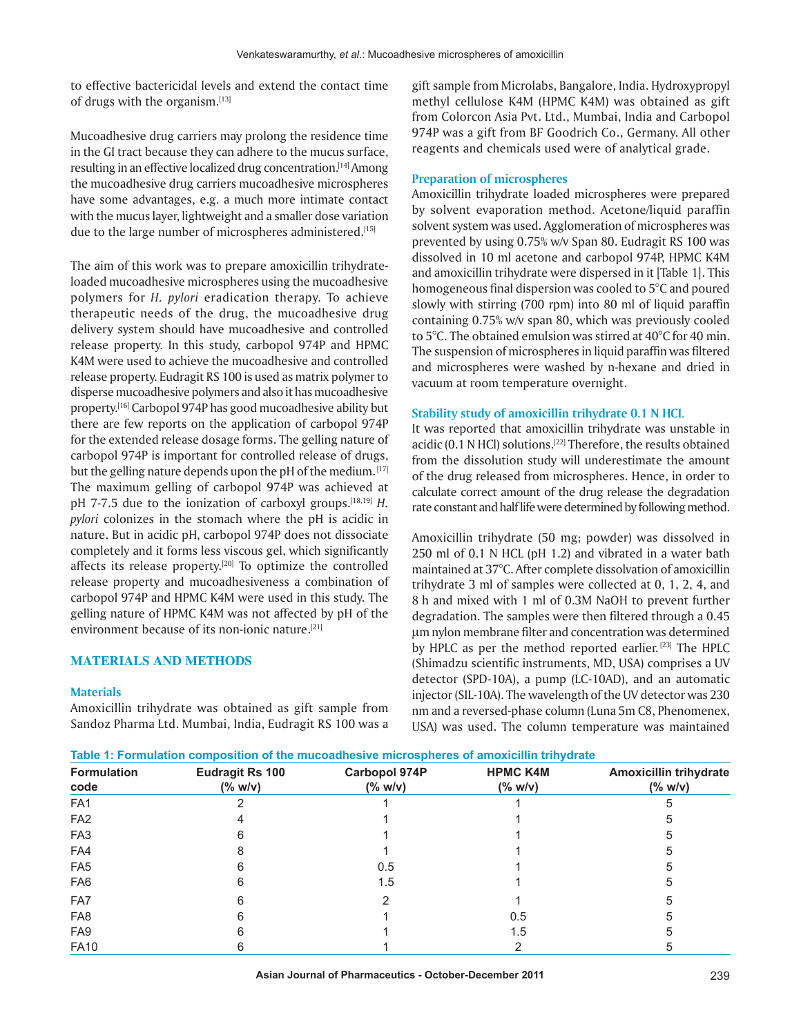to effective bactericidal levels and extend the contact time of drugs with the organism.[13]

Mucoadhesive drug carriers may prolong the residence time in the GI tract because they can adhere to the mucus surface, resulting in an effective localized drug concentration.[14] Among the mucoadhesive drug carriers mucoadhesive microspheres have some advantages, e.g. a much more intimate contact with the mucus layer, lightweight and a smaller dose variation due to the large number of microspheres administered.[15]

The aim of this work was to prepare amoxicillin trihydrate-loaded mucoadhesive microspheres using the mucoadhesive polymers for *H. pylori* eradication therapy. To achieve therapeutic needs of the drug, the mucoadhesive drug delivery system should have mucoadhesive and controlled release property. In this study, carbopol 974P and HPMC K4M were used to achieve the mucoadhesive and controlled release property. Eudragit RS 100 is used as matrix polymer to disperse mucoadhesive polymers and also it has mucoadhesive property.[16] Carbopol 974P has good mucoadhesive ability but there are few reports on the application of carbopol 974P for the extended release dosage forms. The gelling nature of carbopol 974P is important for controlled release of drugs, but the gelling nature depends upon the pH of the medium.[17] The maximum gelling of carbopol 974P was achieved at pH 7-7.5 due to the ionization of carboxyl groups.[18,19] *H. pylori* colonizes in the stomach where the pH is acidic in nature. But in acidic pH, carbopol 974P does not dissociate completely and it forms less viscous gel, which significantly affects its release property.[20] To optimize the controlled release property and mucoadhesiveness a combination of carbopol 974P and HPMC K4M were used in this study. The gelling nature of HPMC K4M was not affected by pH of the environment because of its non-ionic nature.[21]

## MATERIALS AND METHODS

### Materials

Amoxicillin trihydrate was obtained as gift sample from Sandoz Pharma Ltd. Mumbai, India, Eudragit RS 100 was a gift sample from Microlabs, Bangalore, India. Hydroxypropyl methyl cellulose K4M (HPMC K4M) was obtained as gift from Colorcon Asia Pvt. Ltd., Mumbai, India and Carbopol 974P was a gift from BF Goodrich Co., Germany. All other reagents and chemicals used were of analytical grade.

### Preparation of microspheres

Amoxicillin trihydrate loaded microspheres were prepared by solvent evaporation method. Acetone/liquid paraffin solvent system was used. Agglomeration of microspheres was prevented by using 0.75% w/v Span 80. Eudragit RS 100 was dissolved in 10 ml acetone and carbopol 974P, HPMC K4M and amoxicillin trihydrate were dispersed in it [Table 1]. This homogeneous final dispersion was cooled to 5°C and poured slowly with stirring (700 rpm) into 80 ml of liquid paraffin containing 0.75% w/v span 80, which was previously cooled to 5°C. The obtained emulsion was stirred at 40°C for 40 min. The suspension of microspheres in liquid paraffin was filtered and microspheres were washed by n-hexane and dried in vacuum at room temperature overnight.

### Stability study of amoxicillin trihydrate 0.1 N HCL

It was reported that amoxicillin trihydrate was unstable in acidic (0.1 N HCl) solutions.[22] Therefore, the results obtained from the dissolution study will underestimate the amount of the drug released from microspheres. Hence, in order to calculate correct amount of the drug release the degradation rate constant and half life were determined by following method.

Amoxicillin trihydrate (50 mg; powder) was dissolved in 250 ml of 0.1 N HCL (pH 1.2) and vibrated in a water bath maintained at 37°C. After complete dissolvation of amoxicillin trihydrate 3 ml of samples were collected at 0, 1, 2, 4, and 8 h and mixed with 1 ml of 0.3M NaOH to prevent further degradation. The samples were then filtered through a 0.45 μm nylon membrane filter and concentration was determined by HPLC as per the method reported earlier.[23] The HPLC (Shimadzu scientific instruments, MD, USA) comprises a UV detector (SPD-10A), a pump (LC-10AD), and an automatic injector (SIL-10A). The wavelength of the UV detector was 230 nm and a reversed-phase column (Luna 5m C8, Phenomenex, USA) was used. The column temperature was maintained

**Table 1: Formulation composition of the mucoadhesive microspheres of amoxicillin trihydrate**

| Formulation code | Eudragit Rs 100 (% w/v) | Carbopol 974P (% w/v) | HPMC K4M (% w/v) | Amoxicillin trihydrate (% w/v) |
|---|---|---|---|---|
| FA1 | 2 | 1 | 1 | 5 |
| FA2 | 4 | 1 | 1 | 5 |
| FA3 | 6 | 1 | 1 | 5 |
| FA4 | 8 | 1 | 1 | 5 |
| FA5 | 6 | 0.5 | 1 | 5 |
| FA6 | 6 | 1.5 | 1 | 5 |
| FA7 | 6 | 2 | 1 | 5 |
| FA8 | 6 | 1 | 0.5 | 5 |
| FA9 | 6 | 1 | 1.5 | 5 |
| FA10 | 6 | 1 | 2 | 5 |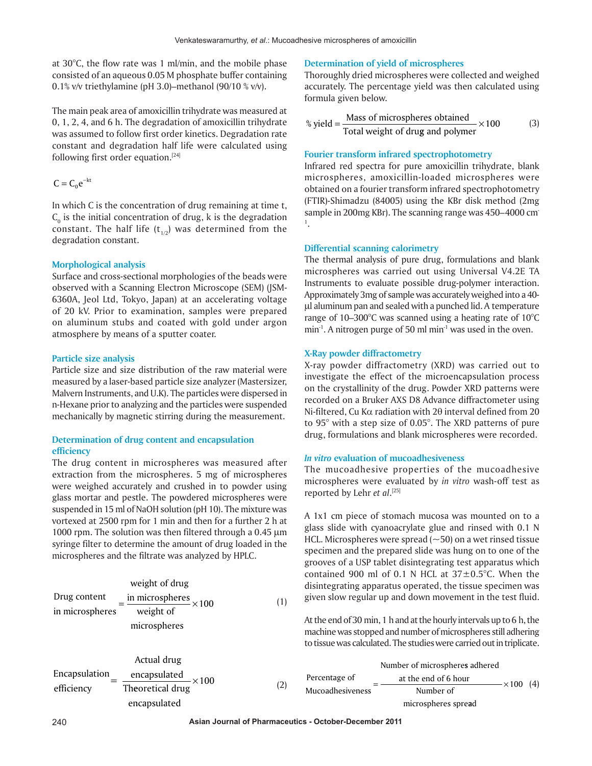at 30°C, the flow rate was 1 ml/min, and the mobile phase consisted of an aqueous 0.05 M phosphate buffer containing 0.1% v/v triethylamine (pH 3.0)–methanol (90/10 % v/v).

The main peak area of amoxicillin trihydrate was measured at 0, 1, 2, 4, and 6 h. The degradation of amoxicillin trihydrate was assumed to follow first order kinetics. Degradation rate constant and degradation half life were calculated using following first order equation.[24]

$$C = C_0 e^{-kt}$$

In which C is the concentration of drug remaining at time t, $C_0$ is the initial concentration of drug, k is the degradation constant. The half life ($t_{1/2}$) was determined from the degradation constant.

### Morphological analysis

Surface and cross-sectional morphologies of the beads were observed with a Scanning Electron Microscope (SEM) (JSM-6360A, Jeol Ltd, Tokyo, Japan) at an accelerating voltage of 20 kV. Prior to examination, samples were prepared on aluminum stubs and coated with gold under argon atmosphere by means of a sputter coater.

### Particle size analysis

Particle size and size distribution of the raw material were measured by a laser-based particle size analyzer (Mastersizer, Malvern Instruments, and U.K). The particles were dispersed in n-Hexane prior to analyzing and the particles were suspended mechanically by magnetic stirring during the measurement.

### Determination of drug content and encapsulation efficiency

The drug content in microspheres was measured after extraction from the microspheres. 5 mg of microspheres were weighed accurately and crushed in to powder using glass mortar and pestle. The powdered microspheres were suspended in 15 ml of NaOH solution (pH 10). The mixture was vortexed at 2500 rpm for 1 min and then for a further 2 h at 1000 rpm. The solution was then filtered through a 0.45 µm syringe filter to determine the amount of drug loaded in the microspheres and the filtrate was analyzed by HPLC.

$$\text{Drug content in microspheres} = \frac{\text{weight of drug in microspheres}}{\text{weight of microspheres}} \times 100 \quad (1)$$

$$\text{Encapsulation efficiency} = \frac{\text{Actual drug encapsulated}}{\text{Theoretical drug encapsulated}} \times 100 \quad (2)$$

### Determination of yield of microspheres

Thoroughly dried microspheres were collected and weighed accurately. The percentage yield was then calculated using formula given below.

$$\%\ \text{yield} = \frac{\text{Mass of microspheres obtained}}{\text{Total weight of drug and polymer}} \times 100 \quad (3)$$

### Fourier transform infrared spectrophotometry

Infrared red spectra for pure amoxicillin trihydrate, blank microspheres, amoxicillin-loaded microspheres were obtained on a fourier transform infrared spectrophotometry (FTIR)-Shimadzu (84005) using the KBr disk method (2mg sample in 200mg KBr). The scanning range was 450–4000 $cm^{-1}$.

### Differential scanning calorimetry

The thermal analysis of pure drug, formulations and blank microspheres was carried out using Universal V4.2E TA Instruments to evaluate possible drug-polymer interaction. Approximately 3mg of sample was accurately weighed into a 40-µl aluminum pan and sealed with a punched lid. A temperature range of 10–300°C was scanned using a heating rate of 10°C $min^{-1}$. A nitrogen purge of 50 ml $min^{-1}$ was used in the oven.

### X-Ray powder diffractometry

X-ray powder diffractometry (XRD) was carried out to investigate the effect of the microencapsulation process on the crystallinity of the drug. Powder XRD patterns were recorded on a Bruker AXS D8 Advance diffractometer using Ni-filtered, Cu Kα radiation with 2θ interval defined from 20 to 95° with a step size of 0.05°. The XRD patterns of pure drug, formulations and blank microspheres were recorded.

### *In vitro* evaluation of mucoadhesiveness

The mucoadhesive properties of the mucoadhesive microspheres were evaluated by *in vitro* wash-off test as reported by Lehr *et al*.[25]

A 1x1 cm piece of stomach mucosa was mounted on to a glass slide with cyanoacrylate glue and rinsed with 0.1 N HCL. Microspheres were spread (~50) on a wet rinsed tissue specimen and the prepared slide was hung on to one of the grooves of a USP tablet disintegrating test apparatus which contained 900 ml of 0.1 N HCL at 37±0.5°C. When the disintegrating apparatus operated, the tissue specimen was given slow regular up and down movement in the test fluid.

At the end of 30 min, 1 h and at the hourly intervals up to 6 h, the machine was stopped and number of microspheres still adhering to tissue was calculated. The studies were carried out in triplicate.

$$\text{Percentage of Mucoadhesiveness} = \frac{\text{Number of microspheres adhered at the end of 6 hour}}{\text{Number of microspheres spread}} \times 100 \quad (4)$$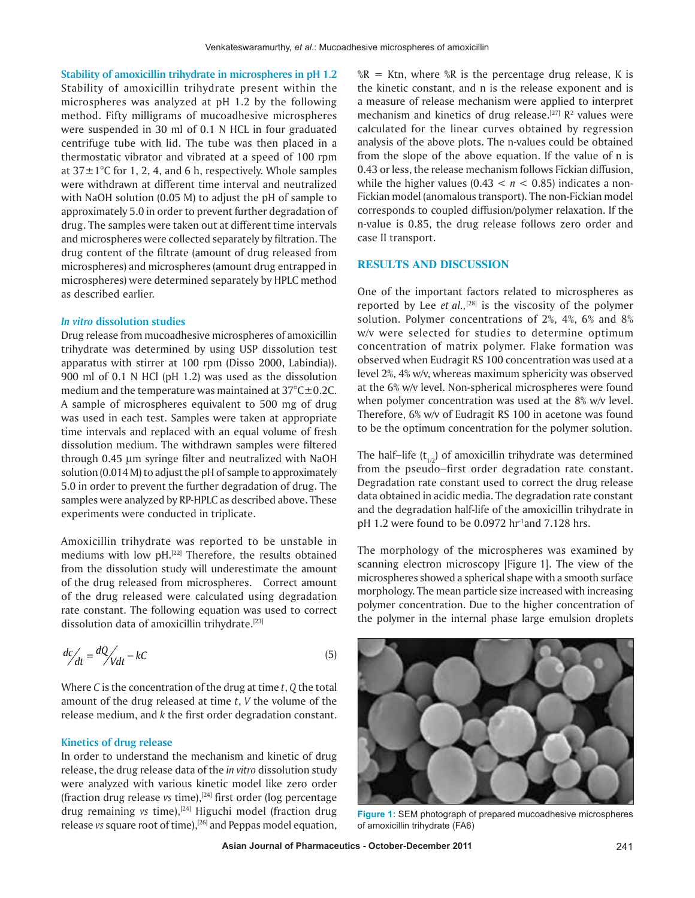### Stability of amoxicillin trihydrate in microspheres in pH 1.2

Stability of amoxicillin trihydrate present within the microspheres was analyzed at pH 1.2 by the following method. Fifty milligrams of mucoadhesive microspheres were suspended in 30 ml of 0.1 N HCL in four graduated centrifuge tube with lid. The tube was then placed in a thermostatic vibrator and vibrated at a speed of 100 rpm at 37±1°C for 1, 2, 4, and 6 h, respectively. Whole samples were withdrawn at different time interval and neutralized with NaOH solution (0.05 M) to adjust the pH of sample to approximately 5.0 in order to prevent further degradation of drug. The samples were taken out at different time intervals and microspheres were collected separately by filtration. The drug content of the filtrate (amount of drug released from microspheres) and microspheres (amount drug entrapped in microspheres) were determined separately by HPLC method as described earlier.

### *In vitro* dissolution studies

Drug release from mucoadhesive microspheres of amoxicillin trihydrate was determined by using USP dissolution test apparatus with stirrer at 100 rpm (Disso 2000, Labindia)). 900 ml of 0.1 N HCl (pH 1.2) was used as the dissolution medium and the temperature was maintained at 37°C±0.2C. A sample of microspheres equivalent to 500 mg of drug was used in each test. Samples were taken at appropriate time intervals and replaced with an equal volume of fresh dissolution medium. The withdrawn samples were filtered through 0.45 μm syringe filter and neutralized with NaOH solution (0.014 M) to adjust the pH of sample to approximately 5.0 in order to prevent the further degradation of drug. The samples were analyzed by RP-HPLC as described above. These experiments were conducted in triplicate.

Amoxicillin trihydrate was reported to be unstable in mediums with low pH.[22] Therefore, the results obtained from the dissolution study will underestimate the amount of the drug released from microspheres. Correct amount of the drug released were calculated using degradation rate constant. The following equation was used to correct dissolution data of amoxicillin trihydrate.[23]

$$\frac{dc}{dt} = \frac{dQ}{Vdt} - kC \quad (5)$$

Where $C$ is the concentration of the drug at time $t$, $Q$ the total amount of the drug released at time $t$, $V$ the volume of the release medium, and $k$ the first order degradation constant.

### Kinetics of drug release

In order to understand the mechanism and kinetic of drug release, the drug release data of the *in vitro* dissolution study were analyzed with various kinetic model like zero order (fraction drug release *vs* time),[24] first order (log percentage drug remaining *vs* time),[24] Higuchi model (fraction drug release *vs* square root of time),[26] and Peppas model equation, %R = Ktn, where %R is the percentage drug release, K is the kinetic constant, and n is the release exponent and is a measure of release mechanism were applied to interpret mechanism and kinetics of drug release.[27] $R^2$ values were calculated for the linear curves obtained by regression analysis of the above plots. The n-values could be obtained from the slope of the above equation. If the value of n is 0.43 or less, the release mechanism follows Fickian diffusion, while the higher values ($0.43 < n < 0.85$) indicates a non-Fickian model (anomalous transport). The non-Fickian model corresponds to coupled diffusion/polymer relaxation. If the n-value is 0.85, the drug release follows zero order and case II transport.

## RESULTS AND DISCUSSION

One of the important factors related to microspheres as reported by Lee *et al.*,[28] is the viscosity of the polymer solution. Polymer concentrations of 2%, 4%, 6% and 8% w/v were selected for studies to determine optimum concentration of matrix polymer. Flake formation was observed when Eudragit RS 100 concentration was used at a level 2%, 4% w/v, whereas maximum sphericity was observed at the 6% w/v level. Non-spherical microspheres were found when polymer concentration was used at the 8% w/v level. Therefore, 6% w/v of Eudragit RS 100 in acetone was found to be the optimum concentration for the polymer solution.

The half–life ($t_{1/2}$) of amoxicillin trihydrate was determined from the pseudo–first order degradation rate constant. Degradation rate constant used to correct the drug release data obtained in acidic media. The degradation rate constant and the degradation half-life of the amoxicillin trihydrate in pH 1.2 were found to be 0.0972 $hr^{-1}$ and 7.128 hrs.

The morphology of the microspheres was examined by scanning electron microscopy [Figure 1]. The view of the microspheres showed a spherical shape with a smooth surface morphology. The mean particle size increased with increasing polymer concentration. Due to the higher concentration of the polymer in the internal phase large emulsion droplets

Figure 1: SEM photograph of prepared mucoadhesive microspheres of amoxicillin trihydrate (FA6)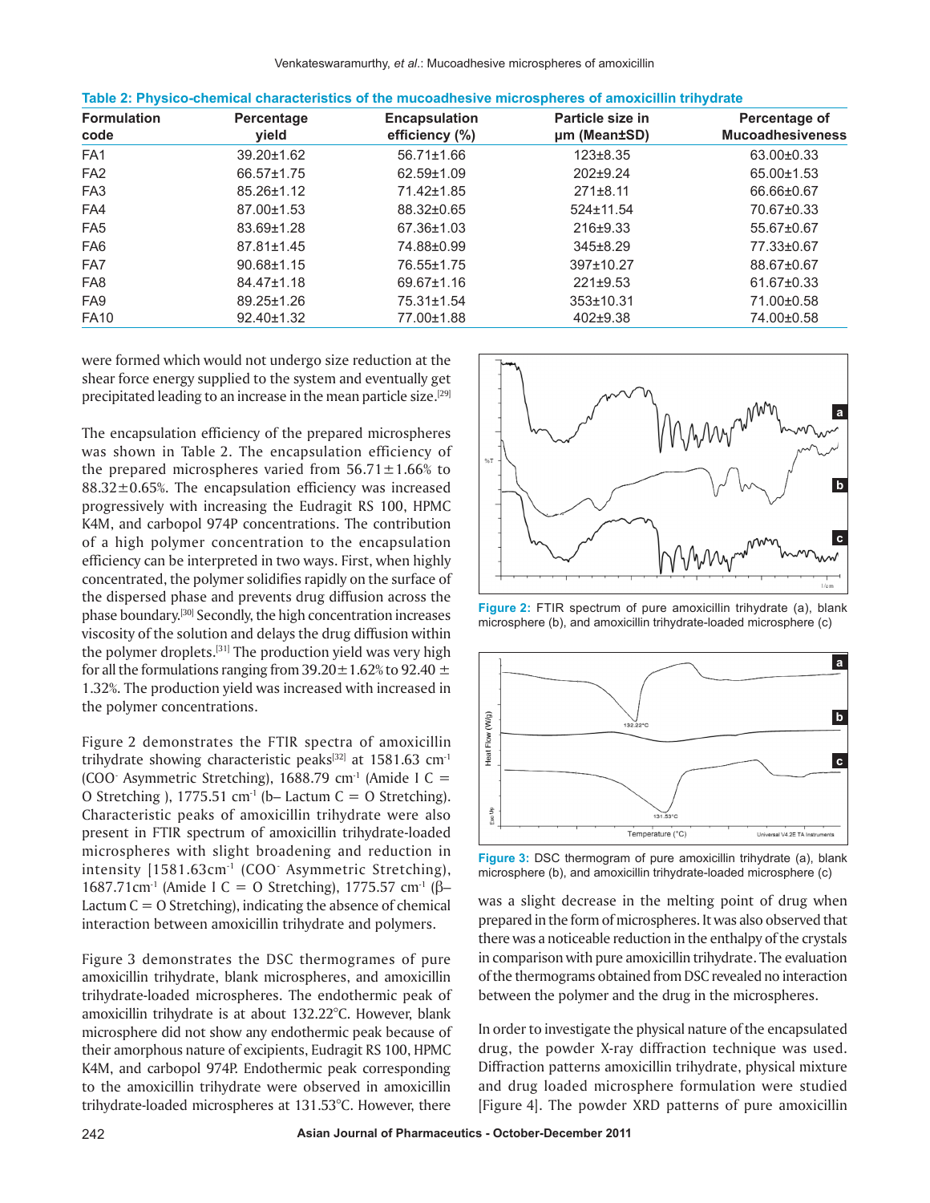**Table 2: Physico-chemical characteristics of the mucoadhesive microspheres of amoxicillin trihydrate**

| Formulation code | Percentage yield | Encapsulation efficiency (%) | Particle size in µm (Mean±SD) | Percentage of Mucoadhesiveness |
|---|---|---|---|---|
| FA1 | 39.20±1.62 | 56.71±1.66 | 123±8.35 | 63.00±0.33 |
| FA2 | 66.57±1.75 | 62.59±1.09 | 202±9.24 | 65.00±1.53 |
| FA3 | 85.26±1.12 | 71.42±1.85 | 271±8.11 | 66.66±0.67 |
| FA4 | 87.00±1.53 | 88.32±0.65 | 524±11.54 | 70.67±0.33 |
| FA5 | 83.69±1.28 | 67.36±1.03 | 216±9.33 | 55.67±0.67 |
| FA6 | 87.81±1.45 | 74.88±0.99 | 345±8.29 | 77.33±0.67 |
| FA7 | 90.68±1.15 | 76.55±1.75 | 397±10.27 | 88.67±0.67 |
| FA8 | 84.47±1.18 | 69.67±1.16 | 221±9.53 | 61.67±0.33 |
| FA9 | 89.25±1.26 | 75.31±1.54 | 353±10.31 | 71.00±0.58 |
| FA10 | 92.40±1.32 | 77.00±1.88 | 402±9.38 | 74.00±0.58 |

were formed which would not undergo size reduction at the shear force energy supplied to the system and eventually get precipitated leading to an increase in the mean particle size.[29]

The encapsulation efficiency of the prepared microspheres was shown in Table 2. The encapsulation efficiency of the prepared microspheres varied from 56.71±1.66% to 88.32±0.65%. The encapsulation efficiency was increased progressively with increasing the Eudragit RS 100, HPMC K4M, and carbopol 974P concentrations. The contribution of a high polymer concentration to the encapsulation efficiency can be interpreted in two ways. First, when highly concentrated, the polymer solidifies rapidly on the surface of the dispersed phase and prevents drug diffusion across the phase boundary.[30] Secondly, the high concentration increases viscosity of the solution and delays the drug diffusion within the polymer droplets.[31] The production yield was very high for all the formulations ranging from 39.20±1.62% to 92.40 ± 1.32%. The production yield was increased with increased in the polymer concentrations.

Figure 2 demonstrates the FTIR spectra of amoxicillin trihydrate showing characteristic peaks[32] at 1581.63 cm$^{-1}$ ($COO^-$ Asymmetric Stretching), 1688.79 cm$^{-1}$ (Amide I C = O Stretching ), 1775.51 cm$^{-1}$ (b– Lactum C = O Stretching). Characteristic peaks of amoxicillin trihydrate were also present in FTIR spectrum of amoxicillin trihydrate-loaded microspheres with slight broadening and reduction in intensity [1581.63cm$^{-1}$ ($COO^-$ Asymmetric Stretching), 1687.71cm$^{-1}$ (Amide I C = O Stretching), 1775.57 cm$^{-1}$ (β–Lactum C = O Stretching), indicating the absence of chemical interaction between amoxicillin trihydrate and polymers.

Figure 2: FTIR spectrum of pure amoxicillin trihydrate (a), blank microsphere (b), and amoxicillin trihydrate-loaded microsphere (c)

Figure 3 demonstrates the DSC thermogrames of pure amoxicillin trihydrate, blank microspheres, and amoxicillin trihydrate-loaded microspheres. The endothermic peak of amoxicillin trihydrate is at about 132.22°C. However, blank microsphere did not show any endothermic peak because of their amorphous nature of excipients, Eudragit RS 100, HPMC K4M, and carbopol 974P. Endothermic peak corresponding to the amoxicillin trihydrate were observed in amoxicillin trihydrate-loaded microspheres at 131.53°C. However, there was a slight decrease in the melting point of drug when prepared in the form of microspheres. It was also observed that there was a noticeable reduction in the enthalpy of the crystals in comparison with pure amoxicillin trihydrate. The evaluation of the thermograms obtained from DSC revealed no interaction between the polymer and the drug in the microspheres.

Figure 3: DSC thermogram of pure amoxicillin trihydrate (a), blank microsphere (b), and amoxicillin trihydrate-loaded microsphere (c)

In order to investigate the physical nature of the encapsulated drug, the powder X-ray diffraction technique was used. Diffraction patterns amoxicillin trihydrate, physical mixture and drug loaded microsphere formulation were studied [Figure 4]. The powder XRD patterns of pure amoxicillin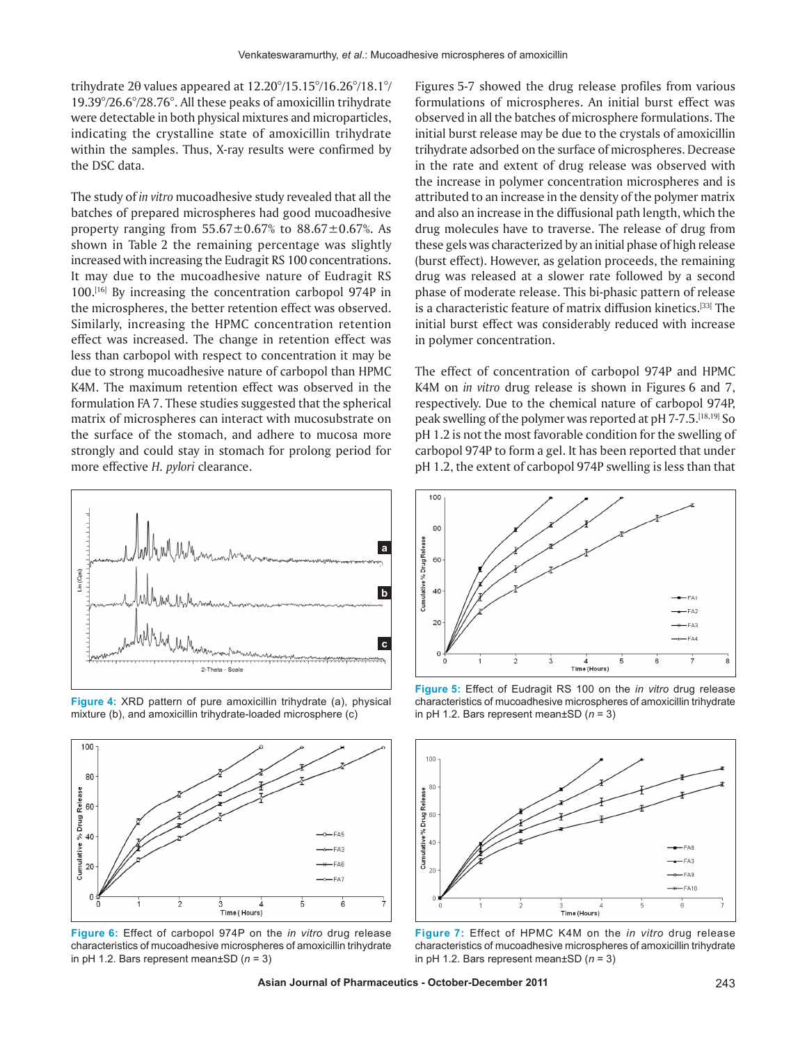trihydrate 2θ values appeared at 12.20°/15.15°/16.26°/18.1°/19.39°/26.6°/28.76°. All these peaks of amoxicillin trihydrate were detectable in both physical mixtures and microparticles, indicating the crystalline state of amoxicillin trihydrate within the samples. Thus, X-ray results were confirmed by the DSC data.

The study of *in vitro* mucoadhesive study revealed that all the batches of prepared microspheres had good mucoadhesive property ranging from 55.67±0.67% to 88.67±0.67%. As shown in Table 2 the remaining percentage was slightly increased with increasing the Eudragit RS 100 concentrations. It may due to the mucoadhesive nature of Eudragit RS 100.[16] By increasing the concentration carbopol 974P in the microspheres, the better retention effect was observed. Similarly, increasing the HPMC concentration retention effect was increased. The change in retention effect was less than carbopol with respect to concentration it may be due to strong mucoadhesive nature of carbopol than HPMC K4M. The maximum retention effect was observed in the formulation FA 7. These studies suggested that the spherical matrix of microspheres can interact with mucosubstrate on the surface of the stomach, and adhere to mucosa more strongly and could stay in stomach for prolong period for more effective *H. pylori* clearance.

Figure 4: XRD pattern of pure amoxicillin trihydrate (a), physical mixture (b), and amoxicillin trihydrate-loaded microsphere (c)

Figure 6: Effect of carbopol 974P on the *in vitro* drug release characteristics of mucoadhesive microspheres of amoxicillin trihydrate in pH 1.2. Bars represent mean±SD ($n$ = 3)

Figures 5-7 showed the drug release profiles from various formulations of microspheres. An initial burst effect was observed in all the batches of microsphere formulations. The initial burst release may be due to the crystals of amoxicillin trihydrate adsorbed on the surface of microspheres. Decrease in the rate and extent of drug release was observed with the increase in polymer concentration microspheres and is attributed to an increase in the density of the polymer matrix and also an increase in the diffusional path length, which the drug molecules have to traverse. The release of drug from these gels was characterized by an initial phase of high release (burst effect). However, as gelation proceeds, the remaining drug was released at a slower rate followed by a second phase of moderate release. This bi-phasic pattern of release is a characteristic feature of matrix diffusion kinetics.[33] The initial burst effect was considerably reduced with increase in polymer concentration.

The effect of concentration of carbopol 974P and HPMC K4M on *in vitro* drug release is shown in Figures 6 and 7, respectively. Due to the chemical nature of carbopol 974P, peak swelling of the polymer was reported at pH 7-7.5.[18,19] So pH 1.2 is not the most favorable condition for the swelling of carbopol 974P to form a gel. It has been reported that under pH 1.2, the extent of carbopol 974P swelling is less than that

Figure 5: Effect of Eudragit RS 100 on the *in vitro* drug release characteristics of mucoadhesive microspheres of amoxicillin trihydrate in pH 1.2. Bars represent mean±SD ($n$ = 3)

Figure 7: Effect of HPMC K4M on the *in vitro* drug release characteristics of mucoadhesive microspheres of amoxicillin trihydrate in pH 1.2. Bars represent mean±SD ($n$ = 3)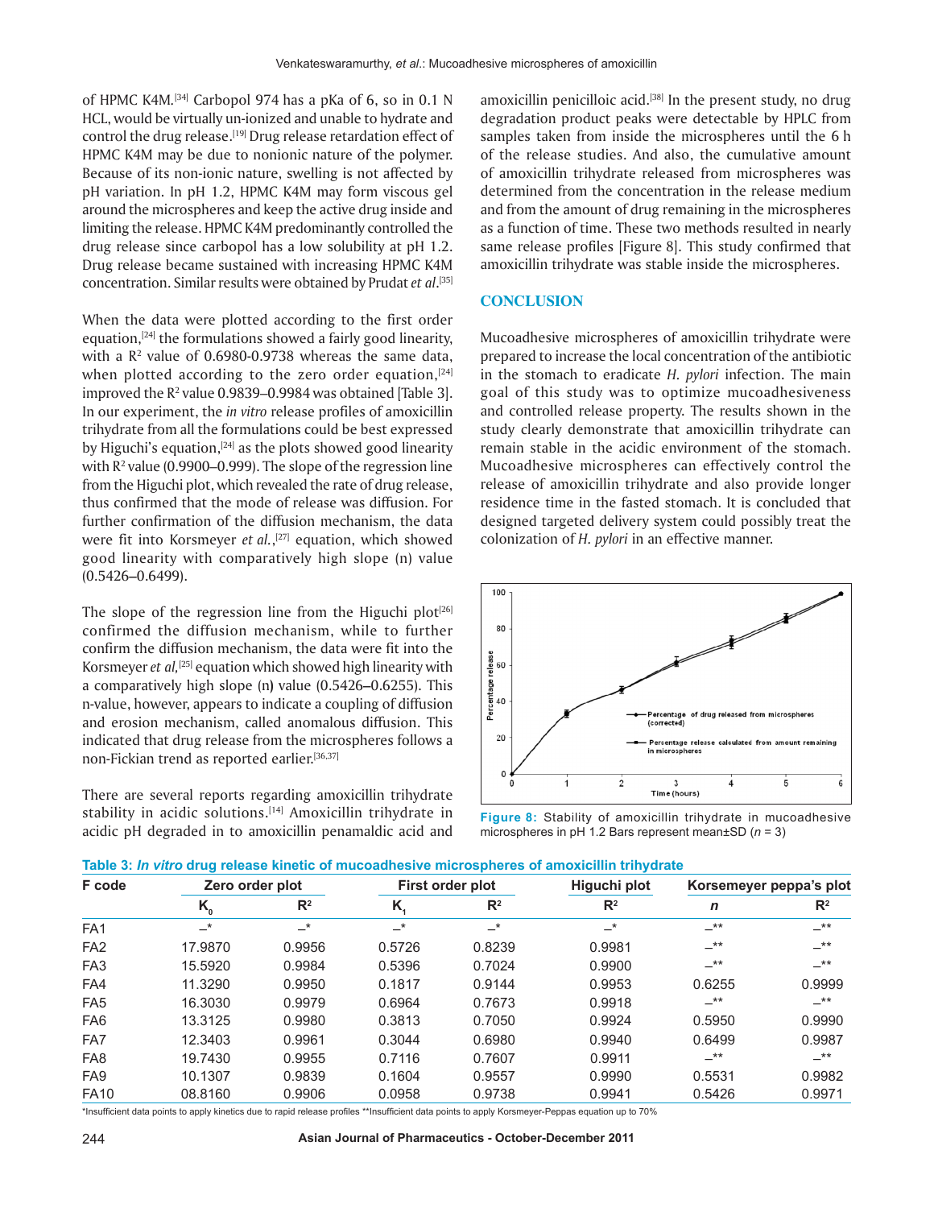of HPMC K4M.[34] Carbopol 974 has a pKa of 6, so in 0.1 N HCL, would be virtually un-ionized and unable to hydrate and control the drug release.[19] Drug release retardation effect of HPMC K4M may be due to nonionic nature of the polymer. Because of its non-ionic nature, swelling is not affected by pH variation. In pH 1.2, HPMC K4M may form viscous gel around the microspheres and keep the active drug inside and limiting the release. HPMC K4M predominantly controlled the drug release since carbopol has a low solubility at pH 1.2. Drug release became sustained with increasing HPMC K4M concentration. Similar results were obtained by Prudat *et al*.[35]

When the data were plotted according to the first order equation,[24] the formulations showed a fairly good linearity, with a $R^2$ value of 0.6980-0.9738 whereas the same data, when plotted according to the zero order equation,[24] improved the $R^2$ value 0.9839–0.9984 was obtained [Table 3]. In our experiment, the *in vitro* release profiles of amoxicillin trihydrate from all the formulations could be best expressed by Higuchi's equation,[24] as the plots showed good linearity with $R^2$ value (0.9900–0.999). The slope of the regression line from the Higuchi plot, which revealed the rate of drug release, thus confirmed that the mode of release was diffusion. For further confirmation of the diffusion mechanism, the data were fit into Korsmeyer *et al.*,[27] equation, which showed good linearity with comparatively high slope (n) value (0.5426–0.6499).

The slope of the regression line from the Higuchi plot[26] confirmed the diffusion mechanism, while to further confirm the diffusion mechanism, the data were fit into the Korsmeyer *et al,*[25] equation which showed high linearity with a comparatively high slope (n) value (0.5426–0.6255). This n-value, however, appears to indicate a coupling of diffusion and erosion mechanism, called anomalous diffusion. This indicated that drug release from the microspheres follows a non-Fickian trend as reported earlier.[36,37]

There are several reports regarding amoxicillin trihydrate stability in acidic solutions.[14] Amoxicillin trihydrate in acidic pH degraded in to amoxicillin penamaldic acid and amoxicillin penicilloic acid.[38] In the present study, no drug degradation product peaks were detectable by HPLC from samples taken from inside the microspheres until the 6 h of the release studies. And also, the cumulative amount of amoxicillin trihydrate released from microspheres was determined from the concentration in the release medium and from the amount of drug remaining in the microspheres as a function of time. These two methods resulted in nearly same release profiles [Figure 8]. This study confirmed that amoxicillin trihydrate was stable inside the microspheres.

## CONCLUSION

Mucoadhesive microspheres of amoxicillin trihydrate were prepared to increase the local concentration of the antibiotic in the stomach to eradicate *H. pylori* infection. The main goal of this study was to optimize mucoadhesiveness and controlled release property. The results shown in the study clearly demonstrate that amoxicillin trihydrate can remain stable in the acidic environment of the stomach. Mucoadhesive microspheres can effectively control the release of amoxicillin trihydrate and also provide longer residence time in the fasted stomach. It is concluded that designed targeted delivery system could possibly treat the colonization of *H. pylori* in an effective manner.

**Figure 8:** Stability of amoxicillin trihydrate in mucoadhesive microspheres in pH 1.2 Bars represent mean±SD ($n$ = 3)

**Table 3: *In vitro* drug release kinetic of mucoadhesive microspheres of amoxicillin trihydrate**

| F code | Zero order plot | | First order plot | | Higuchi plot | Korsemeyer peppa's plot | |
|---|---|---|---|---|---|---|---|
| | $K_0$ | $R^2$ | $K_1$ | $R^2$ | $R^2$ | *n* | $R^2$ |
| FA1 | –* | –* | –* | –* | –* | –** | –** |
| FA2 | 17.9870 | 0.9956 | 0.5726 | 0.8239 | 0.9981 | –** | –** |
| FA3 | 15.5920 | 0.9984 | 0.5396 | 0.7024 | 0.9900 | –** | –** |
| FA4 | 11.3290 | 0.9950 | 0.1817 | 0.9144 | 0.9953 | 0.6255 | 0.9999 |
| FA5 | 16.3030 | 0.9979 | 0.6964 | 0.7673 | 0.9918 | –** | –** |
| FA6 | 13.3125 | 0.9980 | 0.3813 | 0.7050 | 0.9924 | 0.5950 | 0.9990 |
| FA7 | 12.3403 | 0.9961 | 0.3044 | 0.6980 | 0.9940 | 0.6499 | 0.9987 |
| FA8 | 19.7430 | 0.9955 | 0.7116 | 0.7607 | 0.9911 | –** | –** |
| FA9 | 10.1307 | 0.9839 | 0.1604 | 0.9557 | 0.9990 | 0.5531 | 0.9982 |
| FA10 | 08.8160 | 0.9906 | 0.0958 | 0.9738 | 0.9941 | 0.5426 | 0.9971 |

*Insufficient data points to apply kinetics due to rapid release profiles **Insufficient data points to apply Korsmeyer-Peppas equation up to 70%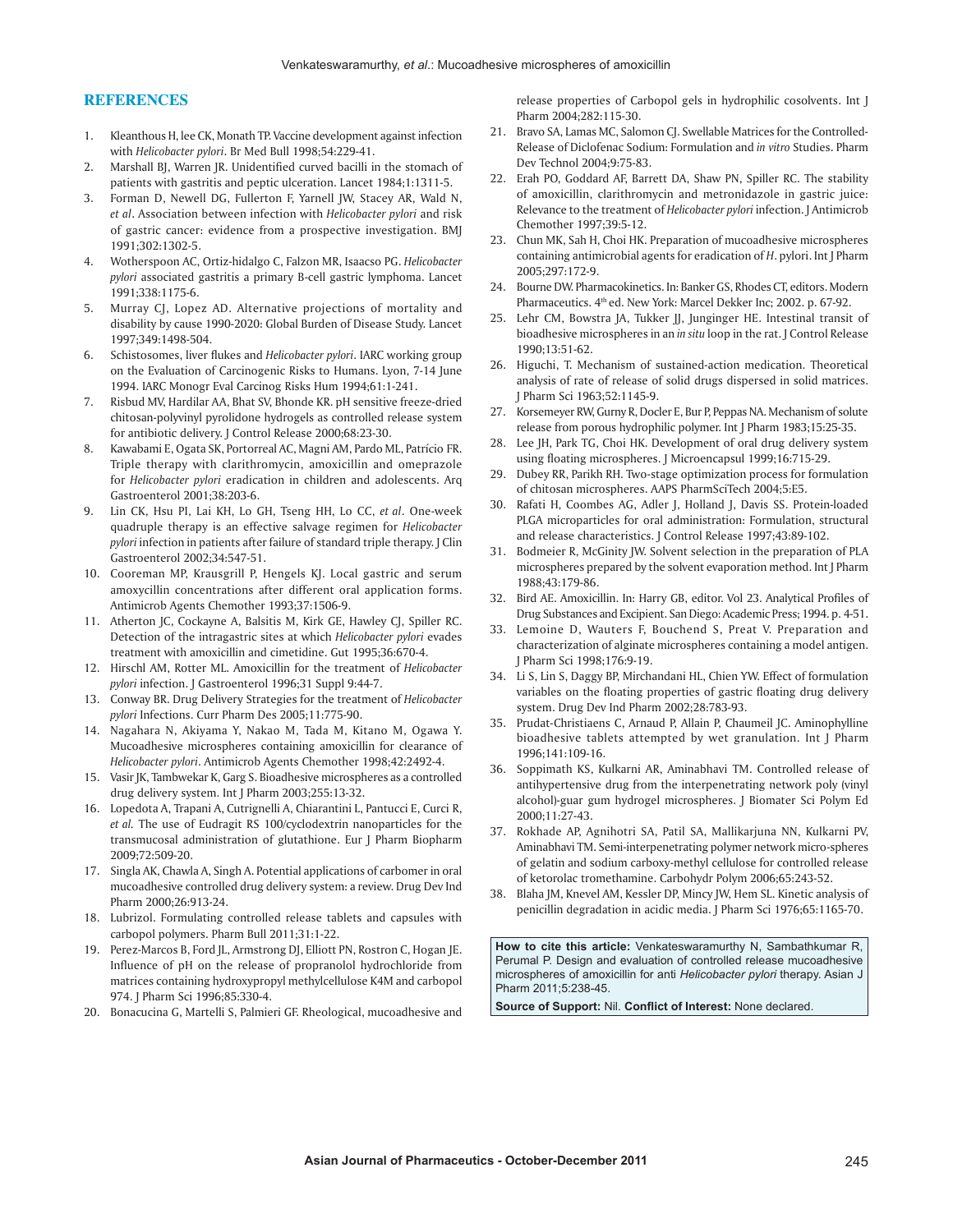## REFERENCES

1. Kleanthous H, lee CK, Monath TP. Vaccine development against infection with *Helicobacter pylori*. Br Med Bull 1998;54:229-41.
2. Marshall BJ, Warren JR. Unidentified curved bacilli in the stomach of patients with gastritis and peptic ulceration. Lancet 1984;1:1311-5.
3. Forman D, Newell DG, Fullerton F, Yarnell JW, Stacey AR, Wald N, *et al*. Association between infection with *Helicobacter pylori* and risk of gastric cancer: evidence from a prospective investigation. BMJ 1991;302:1302-5.
4. Wotherspoon AC, Ortiz-hidalgo C, Falzon MR, Isaacso PG. *Helicobacter pylori* associated gastritis a primary B-cell gastric lymphoma. Lancet 1991;338:1175-6.
5. Murray CJ, Lopez AD. Alternative projections of mortality and disability by cause 1990-2020: Global Burden of Disease Study. Lancet 1997;349:1498-504.
6. Schistosomes, liver flukes and *Helicobacter pylori*. IARC working group on the Evaluation of Carcinogenic Risks to Humans. Lyon, 7-14 June 1994. IARC Monogr Eval Carcinog Risks Hum 1994;61:1-241.
7. Risbud MV, Hardilar AA, Bhat SV, Bhonde KR. pH sensitive freeze-dried chitosan-polyvinyl pyrolidone hydrogels as controlled release system for antibiotic delivery. J Control Release 2000;68:23-30.
8. Kawabami E, Ogata SK, Portorreal AC, Magni AM, Pardo ML, Patrício FR. Triple therapy with clarithromycin, amoxicillin and omeprazole for *Helicobacter pylori* eradication in children and adolescents. Arq Gastroenterol 2001;38:203-6.
9. Lin CK, Hsu PI, Lai KH, Lo GH, Tseng HH, Lo CC, *et al*. One-week quadruple therapy is an effective salvage regimen for *Helicobacter pylori* infection in patients after failure of standard triple therapy. J Clin Gastroenterol 2002;34:547-51.
10. Cooreman MP, Krausgrill P, Hengels KJ. Local gastric and serum amoxycillin concentrations after different oral application forms. Antimicrob Agents Chemother 1993;37:1506-9.
11. Atherton JC, Cockayne A, Balsitis M, Kirk GE, Hawley CJ, Spiller RC. Detection of the intragastric sites at which *Helicobacter pylori* evades treatment with amoxicillin and cimetidine. Gut 1995;36:670-4.
12. Hirschl AM, Rotter ML. Amoxicillin for the treatment of *Helicobacter pylori* infection. J Gastroenterol 1996;31 Suppl 9:44-7.
13. Conway BR. Drug Delivery Strategies for the treatment of *Helicobacter pylori* Infections. Curr Pharm Des 2005;11:775-90.
14. Nagahara N, Akiyama Y, Nakao M, Tada M, Kitano M, Ogawa Y. Mucoadhesive microspheres containing amoxicillin for clearance of *Helicobacter pylori*. Antimicrob Agents Chemother 1998;42:2492-4.
15. Vasir JK, Tambwekar K, Garg S. Bioadhesive microspheres as a controlled drug delivery system. Int J Pharm 2003;255:13-32.
16. Lopedota A, Trapani A, Cutrignelli A, Chiarantini L, Pantucci E, Curci R, *et al.* The use of Eudragit RS 100/cyclodextrin nanoparticles for the transmucosal administration of glutathione. Eur J Pharm Biopharm 2009;72:509-20.
17. Singla AK, Chawla A, Singh A. Potential applications of carbomer in oral mucoadhesive controlled drug delivery system: a review. Drug Dev Ind Pharm 2000;26:913-24.
18. Lubrizol. Formulating controlled release tablets and capsules with carbopol polymers. Pharm Bull 2011;31:1-22.
19. Perez-Marcos B, Ford JL, Armstrong DJ, Elliott PN, Rostron C, Hogan JE. Influence of pH on the release of propranolol hydrochloride from matrices containing hydroxypropyl methylcellulose K4M and carbopol 974. J Pharm Sci 1996;85:330-4.
20. Bonacucina G, Martelli S, Palmieri GF. Rheological, mucoadhesive and release properties of Carbopol gels in hydrophilic cosolvents. Int J Pharm 2004;282:115-30.
21. Bravo SA, Lamas MC, Salomon CJ. Swellable Matrices for the Controlled-Release of Diclofenac Sodium: Formulation and *in vitro* Studies. Pharm Dev Technol 2004;9:75-83.
22. Erah PO, Goddard AF, Barrett DA, Shaw PN, Spiller RC. The stability of amoxicillin, clarithromycin and metronidazole in gastric juice: Relevance to the treatment of *Helicobacter pylori* infection. J Antimicrob Chemother 1997;39:5-12.
23. Chun MK, Sah H, Choi HK. Preparation of mucoadhesive microspheres containing antimicrobial agents for eradication of *H*. pylori. Int J Pharm 2005;297:172-9.
24. Bourne DW. Pharmacokinetics. In: Banker GS, Rhodes CT, editors. Modern Pharmaceutics. 4th ed. New York: Marcel Dekker Inc; 2002. p. 67-92.
25. Lehr CM, Bowstra JA, Tukker JJ, Junginger HE. Intestinal transit of bioadhesive microspheres in an *in situ* loop in the rat. J Control Release 1990;13:51-62.
26. Higuchi, T. Mechanism of sustained-action medication. Theoretical analysis of rate of release of solid drugs dispersed in solid matrices. J Pharm Sci 1963;52:1145-9.
27. Korsemeyer RW, Gurny R, Docler E, Bur P, Peppas NA. Mechanism of solute release from porous hydrophilic polymer. Int J Pharm 1983;15:25-35.
28. Lee JH, Park TG, Choi HK. Development of oral drug delivery system using floating microspheres. J Microencapsul 1999;16:715-29.
29. Dubey RR, Parikh RH. Two-stage optimization process for formulation of chitosan microspheres. AAPS PharmSciTech 2004;5:E5.
30. Rafati H, Coombes AG, Adler J, Holland J, Davis SS. Protein-loaded PLGA microparticles for oral administration: Formulation, structural and release characteristics. J Control Release 1997;43:89-102.
31. Bodmeier R, McGinity JW. Solvent selection in the preparation of PLA microspheres prepared by the solvent evaporation method. Int J Pharm 1988;43:179-86.
32. Bird AE. Amoxicillin. In: Harry GB, editor. Vol 23. Analytical Profiles of Drug Substances and Excipient. San Diego: Academic Press; 1994. p. 4-51.
33. Lemoine D, Wauters F, Bouchend S, Preat V. Preparation and characterization of alginate microspheres containing a model antigen. J Pharm Sci 1998;176:9-19.
34. Li S, Lin S, Daggy BP, Mirchandani HL, Chien YW. Effect of formulation variables on the floating properties of gastric floating drug delivery system. Drug Dev Ind Pharm 2002;28:783-93.
35. Prudat-Christiaens C, Arnaud P, Allain P, Chaumeil JC. Aminophylline bioadhesive tablets attempted by wet granulation. Int J Pharm 1996;141:109-16.
36. Soppimath KS, Kulkarni AR, Aminabhavi TM. Controlled release of antihypertensive drug from the interpenetrating network poly (vinyl alcohol)-guar gum hydrogel microspheres. J Biomater Sci Polym Ed 2000;11:27-43.
37. Rokhade AP, Agnihotri SA, Patil SA, Mallikarjuna NN, Kulkarni PV, Aminabhavi TM. Semi-interpenetrating polymer network micro-spheres of gelatin and sodium carboxy-methyl cellulose for controlled release of ketorolac tromethamine. Carbohydr Polym 2006;65:243-52.
38. Blaha JM, Knevel AM, Kessler DP, Mincy JW, Hem SL. Kinetic analysis of penicillin degradation in acidic media. J Pharm Sci 1976;65:1165-70.

**How to cite this article:** Venkateswaramurthy N, Sambathkumar R, Perumal P. Design and evaluation of controlled release mucoadhesive microspheres of amoxicillin for anti *Helicobacter pylori* therapy. Asian J Pharm 2011;5:238-45.

**Source of Support:** Nil. **Conflict of Interest:** None declared.